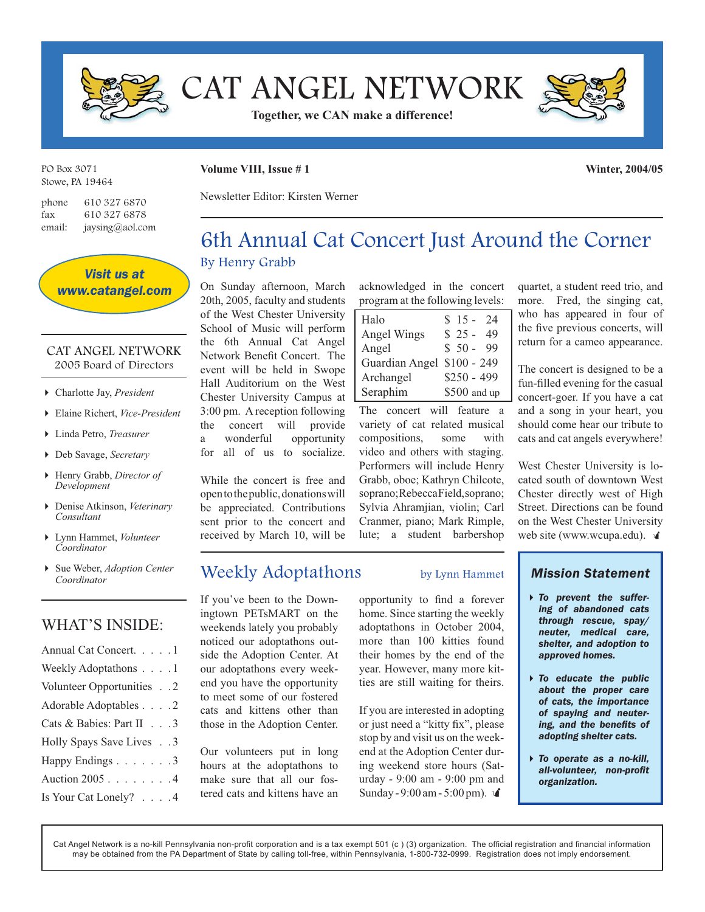# CAT ANGEL NETWORK

**Together, we CAN make a difference!**

PO Box 3071
Stowe, PA 19464

phone 610 327 6870
fax 610 327 6878
email: jaysing@aol.com

***Visit us at www.catangel.com***

**Volume VIII, Issue # 1** **Winter, 2004/05**

Newsletter Editor: Kirsten Werner

## 6th Annual Cat Concert Just Around the Corner

By Henry Grabb

On Sunday afternoon, March 20th, 2005, faculty and students of the West Chester University School of Music will perform the 6th Annual Cat Angel Network Benefit Concert. The event will be held in Swope Hall Auditorium on the West Chester University Campus at 3:00 pm. A reception following the concert will provide a wonderful opportunity for all of us to socialize.

While the concert is free and open to the public, donations will be appreciated. Contributions sent prior to the concert and received by March 10, will be acknowledged in the concert program at the following levels:

| Level | Amount |
|---|---|
| Halo | $ 15 - 24 |
| Angel Wings | $ 25 - 49 |
| Angel | $ 50 - 99 |
| Guardian Angel | $100 - 249 |
| Archangel | $250 - 499 |
| Seraphim | $500 and up |

The concert will feature a variety of cat related musical compositions, some with video and others with staging. Performers will include Henry Grabb, oboe; Kathryn Chilcote, soprano; Rebecca Field, soprano; Sylvia Ahramjian, violin; Carl Cranmer, piano; Mark Rimple, lute; a student barbershop quartet, a student reed trio, and more. Fred, the singing cat, who has appeared in four of the five previous concerts, will return for a cameo appearance.

The concert is designed to be a fun-filled evening for the casual concert-goer. If you have a cat and a song in your heart, you should come hear our tribute to cats and cat angels everywhere!

West Chester University is located south of downtown West Chester directly west of High Street. Directions can be found on the West Chester University web site (www.wcupa.edu).

## Weekly Adoptathons

by Lynn Hammet

If you've been to the Downingtown PETsMART on the weekends lately you probably noticed our adoptathons outside the Adoption Center. At our adoptathons every weekend you have the opportunity to meet some of our fostered cats and kittens other than those in the Adoption Center.

Our volunteers put in long hours at the adoptathons to make sure that all our fostered cats and kittens have an opportunity to find a forever home. Since starting the weekly adoptathons in October 2004, more than 100 kitties found their homes by the end of the year. However, many more kitties are still waiting for theirs.

If you are interested in adopting or just need a "kitty fix", please stop by and visit us on the weekend at the Adoption Center during weekend store hours (Saturday - 9:00 am - 9:00 pm and Sunday - 9:00 am - 5:00 pm).

### CAT ANGEL NETWORK
2005 Board of Directors

- Charlotte Jay, *President*
- Elaine Richert, *Vice-President*
- Linda Petro, *Treasurer*
- Deb Savage, *Secretary*
- Henry Grabb, *Director of Development*
- Denise Atkinson, *Veterinary Consultant*
- Lynn Hammet, *Volunteer Coordinator*
- Sue Weber, *Adoption Center Coordinator*

### WHAT'S INSIDE:

- Annual Cat Concert . . . . . 1
- Weekly Adoptathons . . . . 1
- Volunteer Opportunities . . 2
- Adorable Adoptables . . . . 2
- Cats & Babies: Part II . . . 3
- Holly Spays Save Lives . . 3
- Happy Endings . . . . . . . 3
- Auction 2005 . . . . . . . . 4
- Is Your Cat Lonely? . . . . 4

### *Mission Statement*

- ***To prevent the suffering of abandoned cats through rescue, spay/neuter, medical care, shelter, and adoption to approved homes.***
- ***To educate the public about the proper care of cats, the importance of spaying and neutering, and the benefits of adopting shelter cats.***
- ***To operate as a no-kill, all-volunteer, non-profit organization.***

Cat Angel Network is a no-kill Pennsylvania non-profit corporation and is a tax exempt 501 (c ) (3) organization. The official registration and financial information may be obtained from the PA Department of State by calling toll-free, within Pennsylvania, 1-800-732-0999. Registration does not imply endorsement.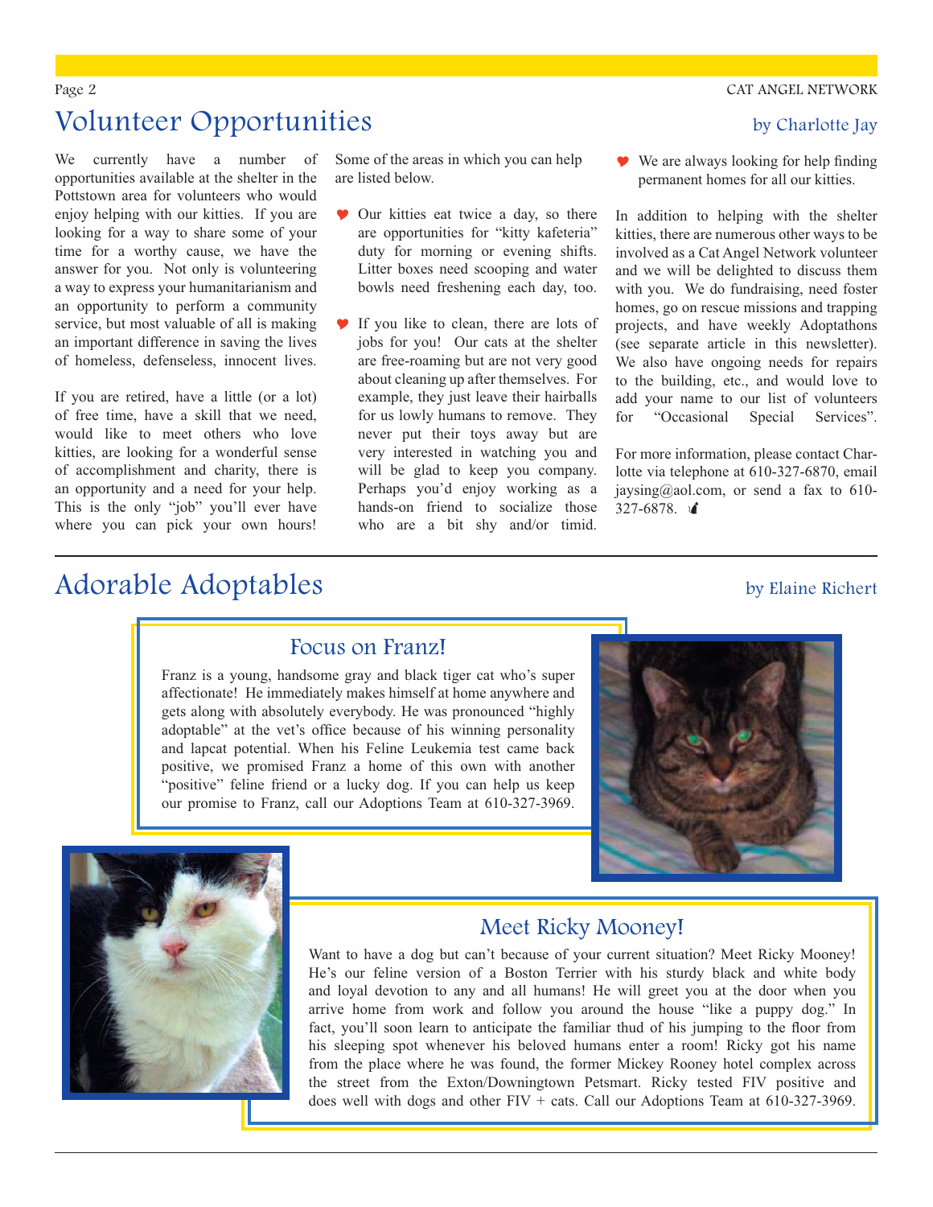## Volunteer Opportunities

by Charlotte Jay

We currently have a number of opportunities available at the shelter in the Pottstown area for volunteers who would enjoy helping with our kitties. If you are looking for a way to share some of your time for a worthy cause, we have the answer for you. Not only is volunteering a way to express your humanitarianism and an opportunity to perform a community service, but most valuable of all is making an important difference in saving the lives of homeless, defenseless, innocent lives.

If you are retired, have a little (or a lot) of free time, have a skill that we need, would like to meet others who love kitties, are looking for a wonderful sense of accomplishment and charity, there is an opportunity and a need for your help. This is the only "job" you'll ever have where you can pick your own hours!

Some of the areas in which you can help are listed below.

- Our kitties eat twice a day, so there are opportunities for "kitty kafeteria" duty for morning or evening shifts. Litter boxes need scooping and water bowls need freshening each day, too.
- If you like to clean, there are lots of jobs for you! Our cats at the shelter are free-roaming but are not very good about cleaning up after themselves. For example, they just leave their hairballs for us lowly humans to remove. They never put their toys away but are very interested in watching you and will be glad to keep you company. Perhaps you'd enjoy working as a hands-on friend to socialize those who are a bit shy and/or timid.
- We are always looking for help finding permanent homes for all our kitties.

In addition to helping with the shelter kitties, there are numerous other ways to be involved as a Cat Angel Network volunteer and we will be delighted to discuss them with you. We do fundraising, need foster homes, go on rescue missions and trapping projects, and have weekly Adoptathons (see separate article in this newsletter). We also have ongoing needs for repairs to the building, etc., and would love to add your name to our list of volunteers for "Occasional Special Services".

For more information, please contact Charlotte via telephone at 610-327-6870, email jaysing@aol.com, or send a fax to 610-327-6878.

## Adorable Adoptables

by Elaine Richert

### Focus on Franz!

Franz is a young, handsome gray and black tiger cat who's super affectionate! He immediately makes himself at home anywhere and gets along with absolutely everybody. He was pronounced "highly adoptable" at the vet's office because of his winning personality and lapcat potential. When his Feline Leukemia test came back positive, we promised Franz a home of this own with another "positive" feline friend or a lucky dog. If you can help us keep our promise to Franz, call our Adoptions Team at 610-327-3969.

### Meet Ricky Mooney!

Want to have a dog but can't because of your current situation? Meet Ricky Mooney! He's our feline version of a Boston Terrier with his sturdy black and white body and loyal devotion to any and all humans! He will greet you at the door when you arrive home from work and follow you around the house "like a puppy dog." In fact, you'll soon learn to anticipate the familiar thud of his jumping to the floor from his sleeping spot whenever his beloved humans enter a room! Ricky got his name from the place where he was found, the former Mickey Rooney hotel complex across the street from the Exton/Downingtown Petsmart. Ricky tested FIV positive and does well with dogs and other FIV + cats. Call our Adoptions Team at 610-327-3969.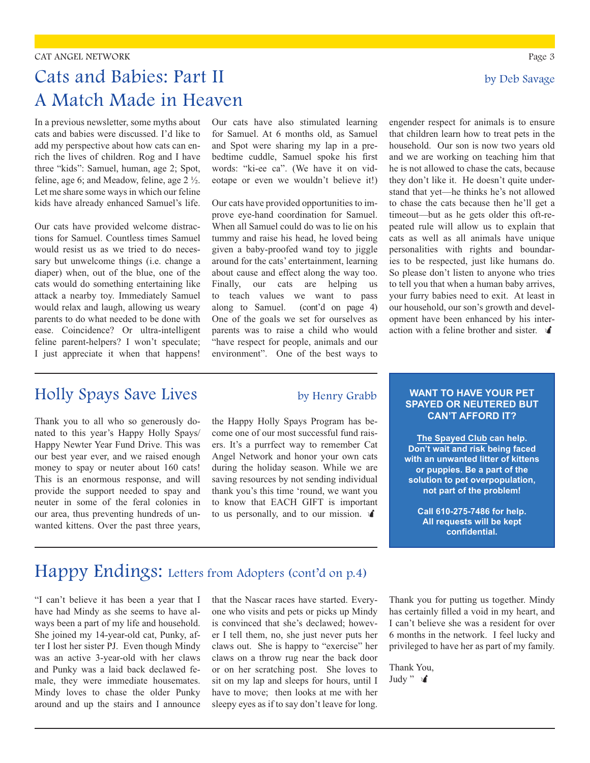# Cats and Babies: Part II
# A Match Made in Heaven

by Deb Savage

In a previous newsletter, some myths about cats and babies were discussed. I'd like to add my perspective about how cats can enrich the lives of children. Rog and I have three "kids": Samuel, human, age 2; Spot, feline, age 6; and Meadow, feline, age 2 ½. Let me share some ways in which our feline kids have already enhanced Samuel's life.

Our cats have provided welcome distractions for Samuel. Countless times Samuel would resist us as we tried to do necessary but unwelcome things (i.e. change a diaper) when, out of the blue, one of the cats would do something entertaining like attack a nearby toy. Immediately Samuel would relax and laugh, allowing us weary parents to do what needed to be done with ease. Coincidence? Or ultra-intelligent feline parent-helpers? I won't speculate; I just appreciate it when that happens!

Our cats have also stimulated learning for Samuel. At 6 months old, as Samuel and Spot were sharing my lap in a pre-bedtime cuddle, Samuel spoke his first words: "ki-ee ca". (We have it on videotape or even we wouldn't believe it!)

Our cats have provided opportunities to improve eye-hand coordination for Samuel. When all Samuel could do was to lie on his tummy and raise his head, he loved being given a baby-proofed wand toy to jiggle around for the cats' entertainment, learning about cause and effect along the way too. Finally, our cats are helping us to teach values we want to pass along to Samuel. (cont'd on page 4) One of the goals we set for ourselves as parents was to raise a child who would "have respect for people, animals and our environment". One of the best ways to engender respect for animals is to ensure that children learn how to treat pets in the household. Our son is now two years old and we are working on teaching him that he is not allowed to chase the cats, because they don't like it. He doesn't quite understand that yet—he thinks he's not allowed to chase the cats because then he'll get a timeout—but as he gets older this oft-repeated rule will allow us to explain that cats as well as all animals have unique personalities with rights and boundaries to be respected, just like humans do. So please don't listen to anyone who tries to tell you that when a human baby arrives, your furry babies need to exit. At least in our household, our son's growth and development have been enhanced by his interaction with a feline brother and sister.

# Holly Spays Save Lives

by Henry Grabb

Thank you to all who so generously donated to this year's Happy Holly Spays/ Happy Newter Year Fund Drive. This was our best year ever, and we raised enough money to spay or neuter about 160 cats! This is an enormous response, and will provide the support needed to spay and neuter in some of the feral colonies in our area, thus preventing hundreds of unwanted kittens. Over the past three years, the Happy Holly Spays Program has become one of our most successful fund raisers. It's a purrfect way to remember Cat Angel Network and honor your own cats during the holiday season. While we are saving resources by not sending individual thank you's this time 'round, we want you to know that EACH GIFT is important to us personally, and to our mission.

**WANT TO HAVE YOUR PET SPAYED OR NEUTERED BUT CAN'T AFFORD IT?**

**The Spayed Club can help. Don't wait and risk being faced with an unwanted litter of kittens or puppies. Be a part of the solution to pet overpopulation, not part of the problem!**

**Call 610-275-7486 for help. All requests will be kept confidential.**

# Happy Endings: Letters from Adopters (cont'd on p.4)

"I can't believe it has been a year that I have had Mindy as she seems to have always been a part of my life and household. She joined my 14-year-old cat, Punky, after I lost her sister PJ. Even though Mindy was an active 3-year-old with her claws and Punky was a laid back declawed female, they were immediate housemates. Mindy loves to chase the older Punky around and up the stairs and I announce that the Nascar races have started. Everyone who visits and pets or picks up Mindy is convinced that she's declawed; however I tell them, no, she just never puts her claws out. She is happy to "exercise" her claws on a throw rug near the back door or on her scratching post. She loves to sit on my lap and sleeps for hours, until I have to move; then looks at me with her sleepy eyes as if to say don't leave for long. Thank you for putting us together. Mindy has certainly filled a void in my heart, and I can't believe she was a resident for over 6 months in the network. I feel lucky and privileged to have her as part of my family.

Thank You,
Judy "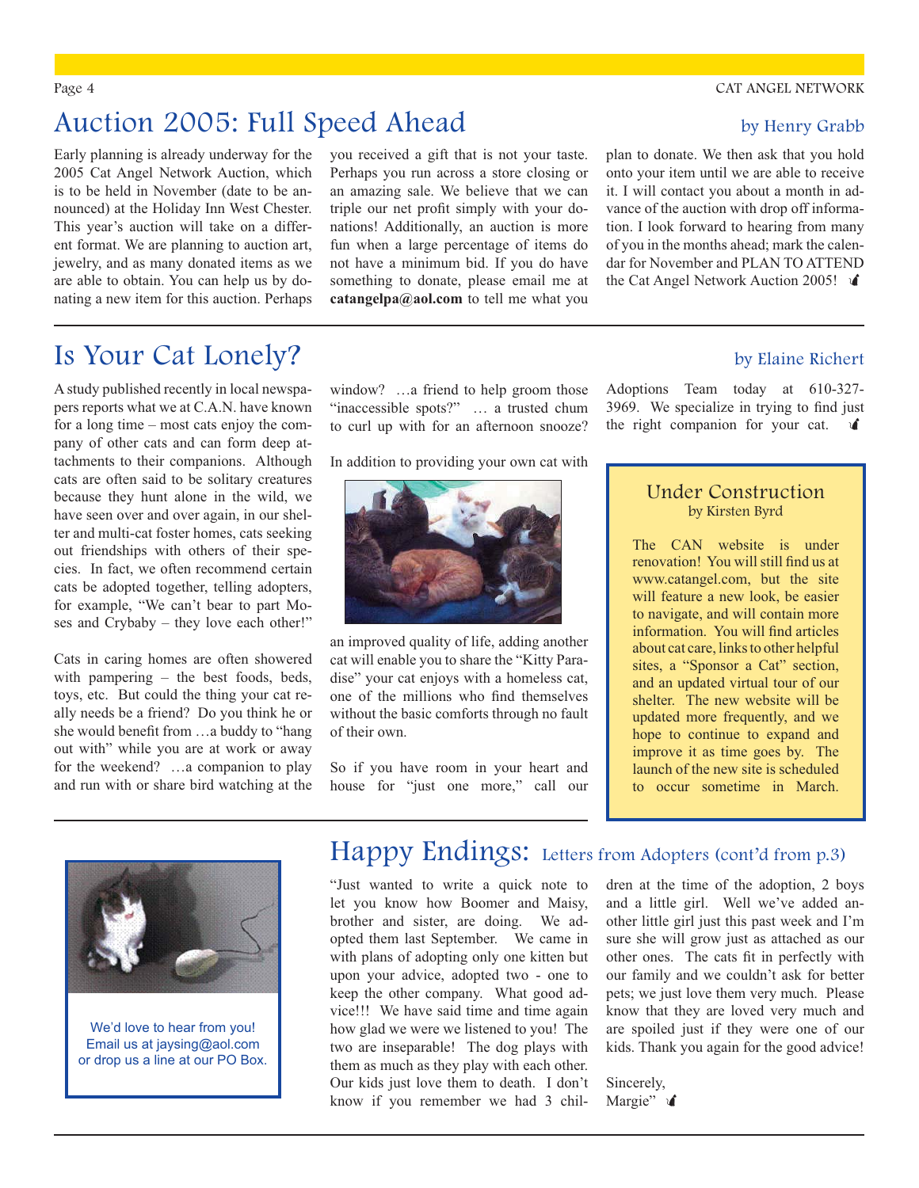## Auction 2005: Full Speed Ahead

by Henry Grabb

Early planning is already underway for the 2005 Cat Angel Network Auction, which is to be held in November (date to be announced) at the Holiday Inn West Chester. This year's auction will take on a different format. We are planning to auction art, jewelry, and as many donated items as we are able to obtain. You can help us by donating a new item for this auction. Perhaps you received a gift that is not your taste. Perhaps you run across a store closing or an amazing sale. We believe that we can triple our net profit simply with your donations! Additionally, an auction is more fun when a large percentage of items do not have a minimum bid. If you do have something to donate, please email me at **catangelpa@aol.com** to tell me what you plan to donate. We then ask that you hold onto your item until we are able to receive it. I will contact you about a month in advance of the auction with drop off information. I look forward to hearing from many of you in the months ahead; mark the calendar for November and PLAN TO ATTEND the Cat Angel Network Auction 2005!

## Is Your Cat Lonely?

by Elaine Richert

A study published recently in local newspapers reports what we at C.A.N. have known for a long time – most cats enjoy the company of other cats and can form deep attachments to their companions. Although cats are often said to be solitary creatures because they hunt alone in the wild, we have seen over and over again, in our shelter and multi-cat foster homes, cats seeking out friendships with others of their species. In fact, we often recommend certain cats be adopted together, telling adopters, for example, "We can't bear to part Moses and Crybaby – they love each other!"

Cats in caring homes are often showered with pampering – the best foods, beds, toys, etc. But could the thing your cat really needs be a friend? Do you think he or she would benefit from …a buddy to "hang out with" while you are at work or away for the weekend? …a companion to play and run with or share bird watching at the window? …a friend to help groom those "inaccessible spots?" … a trusted chum to curl up with for an afternoon snooze?

In addition to providing your own cat with an improved quality of life, adding another cat will enable you to share the "Kitty Paradise" your cat enjoys with a homeless cat, one of the millions who find themselves without the basic comforts through no fault of their own.

So if you have room in your heart and house for "just one more," call our Adoptions Team today at 610-327-3969. We specialize in trying to find just the right companion for your cat.

### Under Construction

by Kirsten Byrd

The CAN website is under renovation! You will still find us at www.catangel.com, but the site will feature a new look, be easier to navigate, and will contain more information. You will find articles about cat care, links to other helpful sites, a "Sponsor a Cat" section, and an updated virtual tour of our shelter. The new website will be updated more frequently, and we hope to continue to expand and improve it as time goes by. The launch of the new site is scheduled to occur sometime in March.

We'd love to hear from you!
Email us at jaysing@aol.com
or drop us a line at our PO Box.

## Happy Endings: Letters from Adopters (cont'd from p.3)

"Just wanted to write a quick note to let you know how Boomer and Maisy, brother and sister, are doing. We adopted them last September. We came in with plans of adopting only one kitten but upon your advice, adopted two - one to keep the other company. What good advice!!! We have said time and time again how glad we were we listened to you! The two are inseparable! The dog plays with them as much as they play with each other. Our kids just love them to death. I don't know if you remember we had 3 children at the time of the adoption, 2 boys and a little girl. Well we've added another little girl just this past week and I'm sure she will grow just as attached as our other ones. The cats fit in perfectly with our family and we couldn't ask for better pets; we just love them very much. Please know that they are loved very much and are spoiled just if they were one of our kids. Thank you again for the good advice!

Sincerely,
Margie"